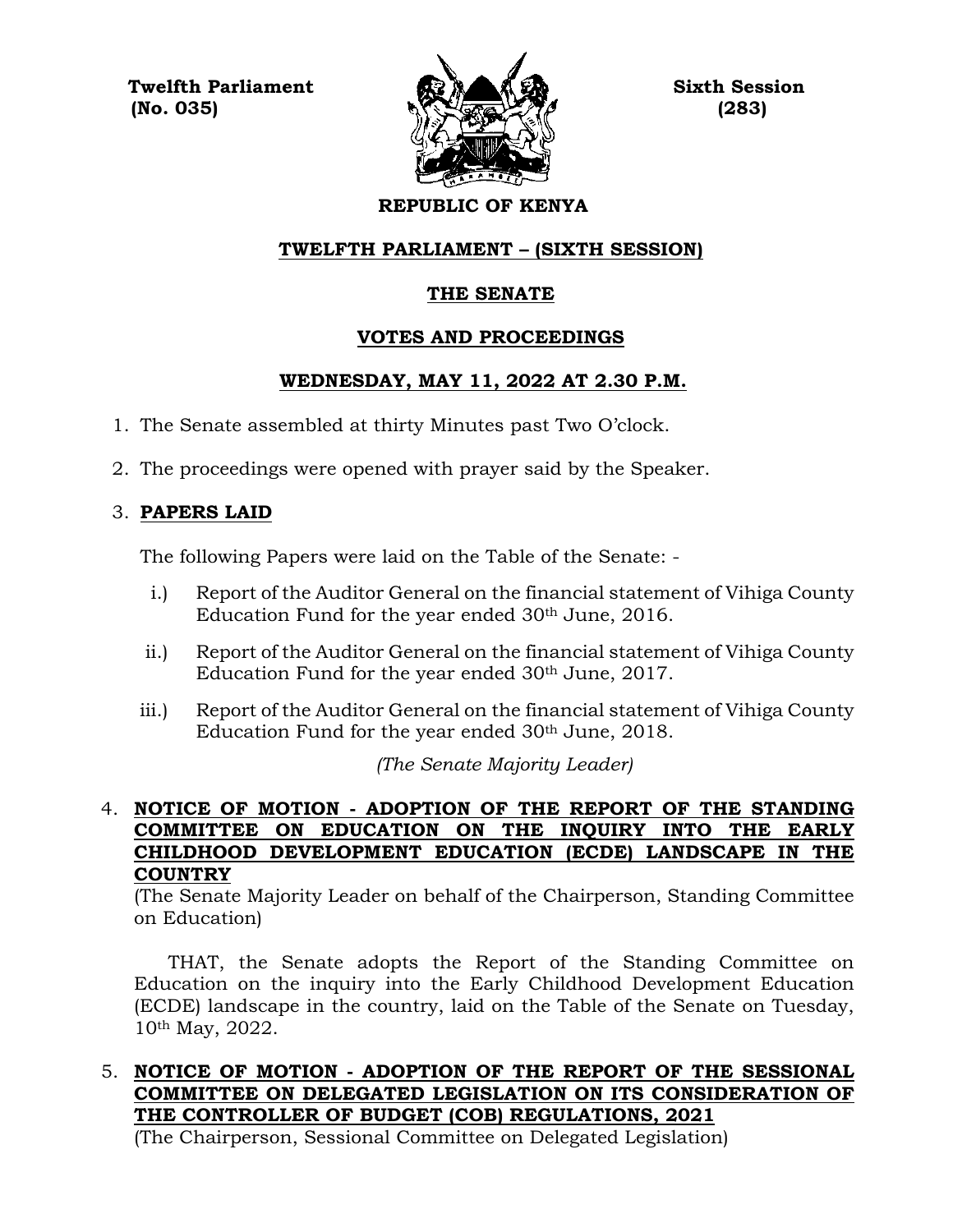**Twelfth Parliament**
**(No. 035)**

**Sixth Session**
**(283)**

**REPUBLIC OF KENYA**

## TWELFTH PARLIAMENT – (SIXTH SESSION)

## THE SENATE

## VOTES AND PROCEEDINGS

## WEDNESDAY, MAY 11, 2022 AT 2.30 P.M.

1. The Senate assembled at thirty Minutes past Two O'clock.

2. The proceedings were opened with prayer said by the Speaker.

3. **PAPERS LAID**

   The following Papers were laid on the Table of the Senate: -

   i.) Report of the Auditor General on the financial statement of Vihiga County Education Fund for the year ended 30th June, 2016.

   ii.) Report of the Auditor General on the financial statement of Vihiga County Education Fund for the year ended 30th June, 2017.

   iii.) Report of the Auditor General on the financial statement of Vihiga County Education Fund for the year ended 30th June, 2018.

   *(The Senate Majority Leader)*

4. **NOTICE OF MOTION - ADOPTION OF THE REPORT OF THE STANDING COMMITTEE ON EDUCATION ON THE INQUIRY INTO THE EARLY CHILDHOOD DEVELOPMENT EDUCATION (ECDE) LANDSCAPE IN THE COUNTRY**
   (The Senate Majority Leader on behalf of the Chairperson, Standing Committee on Education)

   THAT, the Senate adopts the Report of the Standing Committee on Education on the inquiry into the Early Childhood Development Education (ECDE) landscape in the country, laid on the Table of the Senate on Tuesday, 10th May, 2022.

5. **NOTICE OF MOTION - ADOPTION OF THE REPORT OF THE SESSIONAL COMMITTEE ON DELEGATED LEGISLATION ON ITS CONSIDERATION OF THE CONTROLLER OF BUDGET (COB) REGULATIONS, 2021**
   (The Chairperson, Sessional Committee on Delegated Legislation)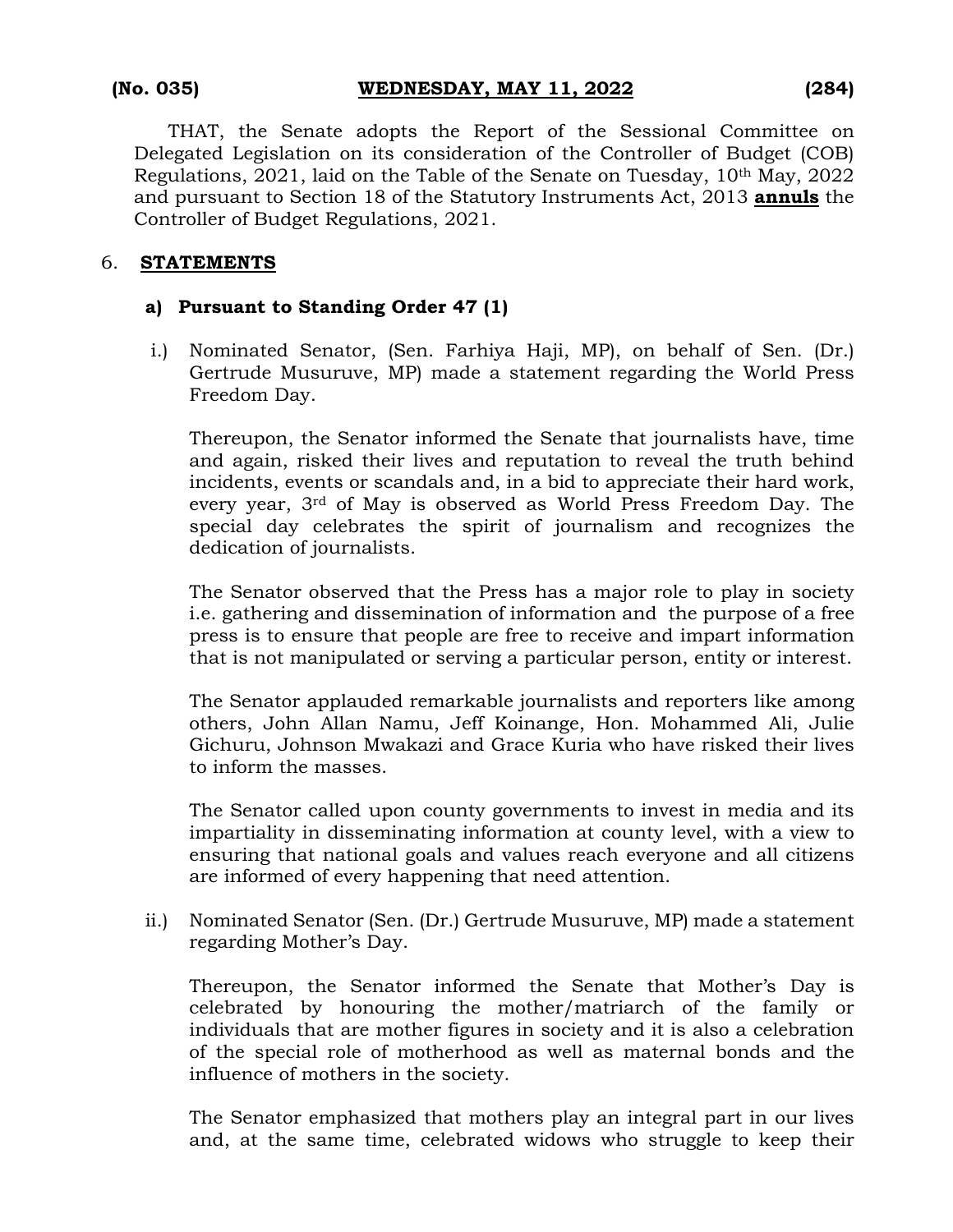THAT, the Senate adopts the Report of the Sessional Committee on Delegated Legislation on its consideration of the Controller of Budget (COB) Regulations, 2021, laid on the Table of the Senate on Tuesday, 10th May, 2022 and pursuant to Section 18 of the Statutory Instruments Act, 2013 **annuls** the Controller of Budget Regulations, 2021.

6. **STATEMENTS**

**a) Pursuant to Standing Order 47 (1)**

i.) Nominated Senator, (Sen. Farhiya Haji, MP), on behalf of Sen. (Dr.) Gertrude Musuruve, MP) made a statement regarding the World Press Freedom Day.

Thereupon, the Senator informed the Senate that journalists have, time and again, risked their lives and reputation to reveal the truth behind incidents, events or scandals and, in a bid to appreciate their hard work, every year, 3rd of May is observed as World Press Freedom Day. The special day celebrates the spirit of journalism and recognizes the dedication of journalists.

The Senator observed that the Press has a major role to play in society i.e. gathering and dissemination of information and the purpose of a free press is to ensure that people are free to receive and impart information that is not manipulated or serving a particular person, entity or interest.

The Senator applauded remarkable journalists and reporters like among others, John Allan Namu, Jeff Koinange, Hon. Mohammed Ali, Julie Gichuru, Johnson Mwakazi and Grace Kuria who have risked their lives to inform the masses.

The Senator called upon county governments to invest in media and its impartiality in disseminating information at county level, with a view to ensuring that national goals and values reach everyone and all citizens are informed of every happening that need attention.

ii.) Nominated Senator (Sen. (Dr.) Gertrude Musuruve, MP) made a statement regarding Mother's Day.

Thereupon, the Senator informed the Senate that Mother's Day is celebrated by honouring the mother/matriarch of the family or individuals that are mother figures in society and it is also a celebration of the special role of motherhood as well as maternal bonds and the influence of mothers in the society.

The Senator emphasized that mothers play an integral part in our lives and, at the same time, celebrated widows who struggle to keep their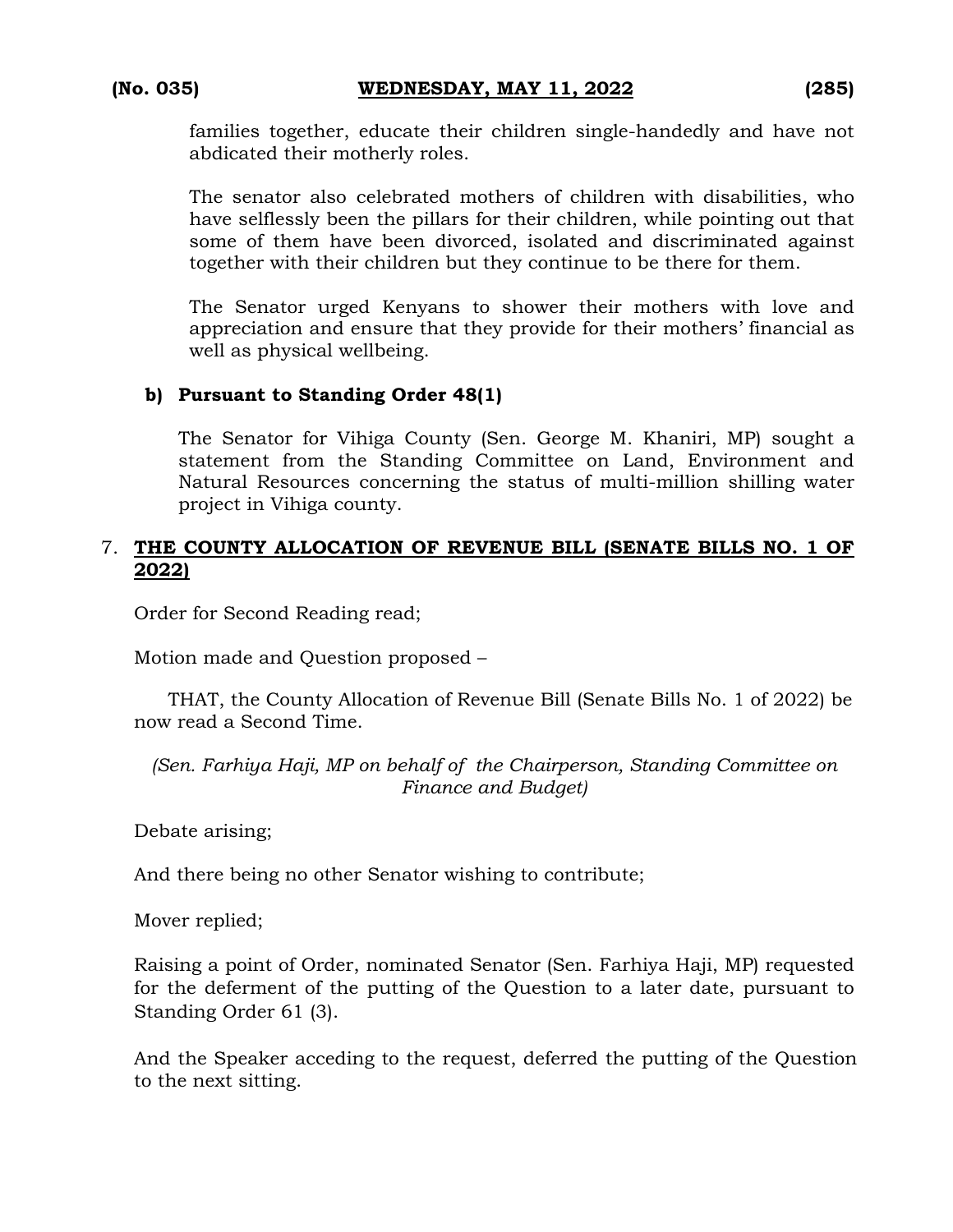families together, educate their children single-handedly and have not abdicated their motherly roles.

The senator also celebrated mothers of children with disabilities, who have selflessly been the pillars for their children, while pointing out that some of them have been divorced, isolated and discriminated against together with their children but they continue to be there for them.

The Senator urged Kenyans to shower their mothers with love and appreciation and ensure that they provide for their mothers' financial as well as physical wellbeing.

**b) Pursuant to Standing Order 48(1)**

The Senator for Vihiga County (Sen. George M. Khaniri, MP) sought a statement from the Standing Committee on Land, Environment and Natural Resources concerning the status of multi-million shilling water project in Vihiga county.

7. **THE COUNTY ALLOCATION OF REVENUE BILL (SENATE BILLS NO. 1 OF 2022)**

Order for Second Reading read;

Motion made and Question proposed –

THAT, the County Allocation of Revenue Bill (Senate Bills No. 1 of 2022) be now read a Second Time.

*(Sen. Farhiya Haji, MP on behalf of the Chairperson, Standing Committee on Finance and Budget)*

Debate arising;

And there being no other Senator wishing to contribute;

Mover replied;

Raising a point of Order, nominated Senator (Sen. Farhiya Haji, MP) requested for the deferment of the putting of the Question to a later date, pursuant to Standing Order 61 (3).

And the Speaker acceding to the request, deferred the putting of the Question to the next sitting.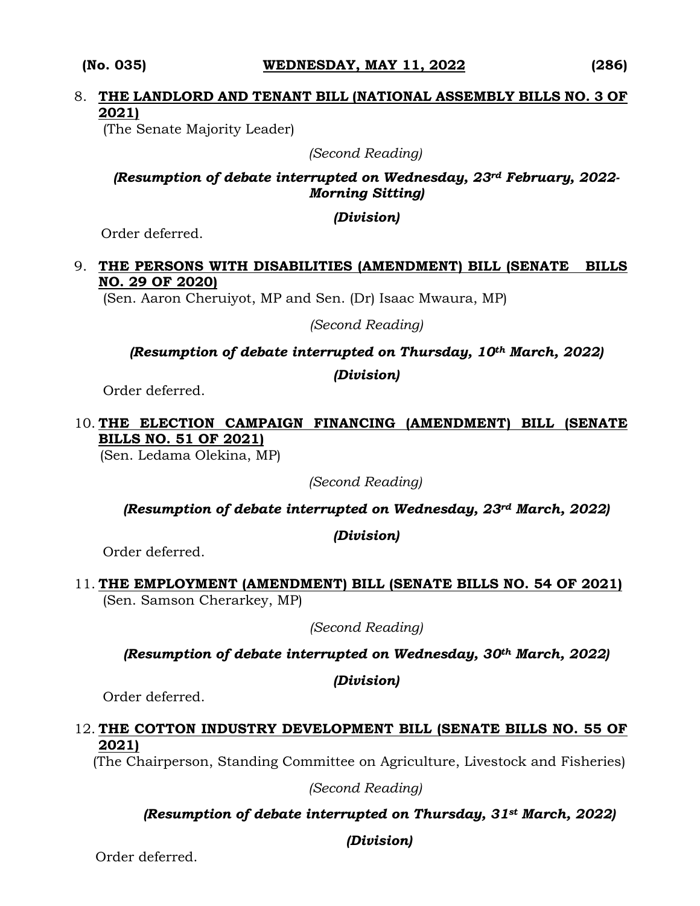8. **THE LANDLORD AND TENANT BILL (NATIONAL ASSEMBLY BILLS NO. 3 OF 2021)**
(The Senate Majority Leader)

*(Second Reading)*

***(Resumption of debate interrupted on Wednesday, 23rd February, 2022-Morning Sitting)***

***(Division)***

Order deferred.

9. **THE PERSONS WITH DISABILITIES (AMENDMENT) BILL (SENATE BILLS NO. 29 OF 2020)**
(Sen. Aaron Cheruiyot, MP and Sen. (Dr) Isaac Mwaura, MP)

*(Second Reading)*

***(Resumption of debate interrupted on Thursday, 10th March, 2022)***

***(Division)***

Order deferred.

10. **THE ELECTION CAMPAIGN FINANCING (AMENDMENT) BILL (SENATE BILLS NO. 51 OF 2021)**
(Sen. Ledama Olekina, MP)

*(Second Reading)*

***(Resumption of debate interrupted on Wednesday, 23rd March, 2022)***

***(Division)***

Order deferred.

11. **THE EMPLOYMENT (AMENDMENT) BILL (SENATE BILLS NO. 54 OF 2021)**
(Sen. Samson Cherarkey, MP)

*(Second Reading)*

***(Resumption of debate interrupted on Wednesday, 30th March, 2022)***

***(Division)***

Order deferred.

12. **THE COTTON INDUSTRY DEVELOPMENT BILL (SENATE BILLS NO. 55 OF 2021)**
(The Chairperson, Standing Committee on Agriculture, Livestock and Fisheries)

*(Second Reading)*

***(Resumption of debate interrupted on Thursday, 31st March, 2022)***

***(Division)***

Order deferred.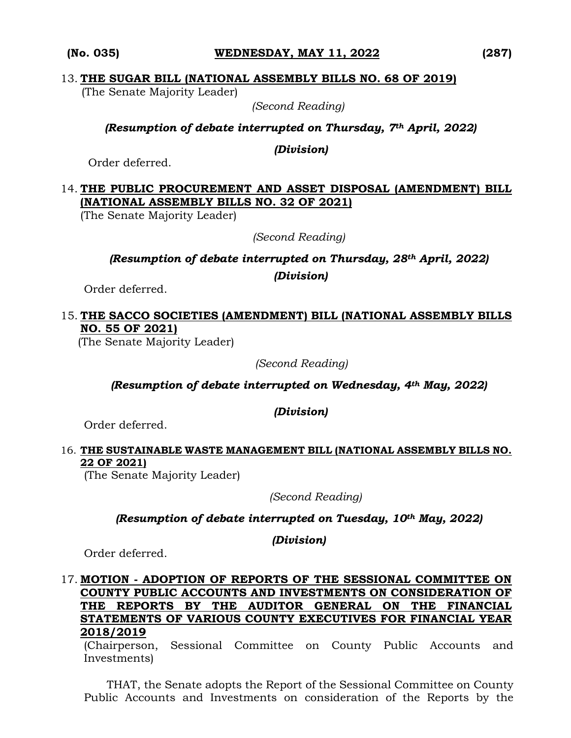13. **THE SUGAR BILL (NATIONAL ASSEMBLY BILLS NO. 68 OF 2019)**
(The Senate Majority Leader)

*(Second Reading)*

***(Resumption of debate interrupted on Thursday, 7th April, 2022)***

***(Division)***

Order deferred.

14. **THE PUBLIC PROCUREMENT AND ASSET DISPOSAL (AMENDMENT) BILL (NATIONAL ASSEMBLY BILLS NO. 32 OF 2021)**
(The Senate Majority Leader)

*(Second Reading)*

***(Resumption of debate interrupted on Thursday, 28th April, 2022)***

***(Division)***

Order deferred.

15. **THE SACCO SOCIETIES (AMENDMENT) BILL (NATIONAL ASSEMBLY BILLS NO. 55 OF 2021)**
(The Senate Majority Leader)

*(Second Reading)*

***(Resumption of debate interrupted on Wednesday, 4th May, 2022)***

***(Division)***

Order deferred.

16. **THE SUSTAINABLE WASTE MANAGEMENT BILL (NATIONAL ASSEMBLY BILLS NO. 22 OF 2021)**
(The Senate Majority Leader)

*(Second Reading)*

***(Resumption of debate interrupted on Tuesday, 10th May, 2022)***

***(Division)***

Order deferred.

17. **MOTION - ADOPTION OF REPORTS OF THE SESSIONAL COMMITTEE ON COUNTY PUBLIC ACCOUNTS AND INVESTMENTS ON CONSIDERATION OF THE REPORTS BY THE AUDITOR GENERAL ON THE FINANCIAL STATEMENTS OF VARIOUS COUNTY EXECUTIVES FOR FINANCIAL YEAR 2018/2019**
(Chairperson, Sessional Committee on County Public Accounts and Investments)

THAT, the Senate adopts the Report of the Sessional Committee on County Public Accounts and Investments on consideration of the Reports by the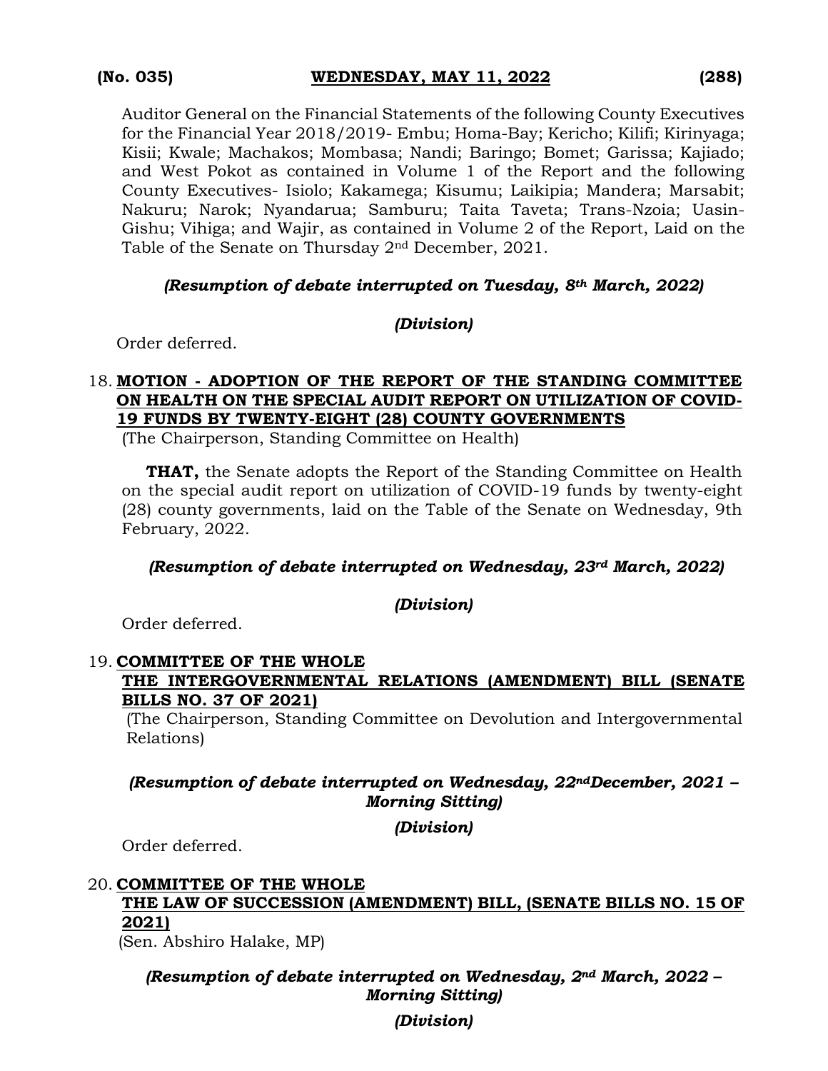Auditor General on the Financial Statements of the following County Executives for the Financial Year 2018/2019- Embu; Homa-Bay; Kericho; Kilifi; Kirinyaga; Kisii; Kwale; Machakos; Mombasa; Nandi; Baringo; Bomet; Garissa; Kajiado; and West Pokot as contained in Volume 1 of the Report and the following County Executives- Isiolo; Kakamega; Kisumu; Laikipia; Mandera; Marsabit; Nakuru; Narok; Nyandarua; Samburu; Taita Taveta; Trans-Nzoia; Uasin-Gishu; Vihiga; and Wajir, as contained in Volume 2 of the Report, Laid on the Table of the Senate on Thursday 2nd December, 2021.

***(Resumption of debate interrupted on Tuesday, 8th March, 2022)***

***(Division)***

Order deferred.

18. **MOTION - ADOPTION OF THE REPORT OF THE STANDING COMMITTEE ON HEALTH ON THE SPECIAL AUDIT REPORT ON UTILIZATION OF COVID-19 FUNDS BY TWENTY-EIGHT (28) COUNTY GOVERNMENTS**
(The Chairperson, Standing Committee on Health)

**THAT,** the Senate adopts the Report of the Standing Committee on Health on the special audit report on utilization of COVID-19 funds by twenty-eight (28) county governments, laid on the Table of the Senate on Wednesday, 9th February, 2022.

***(Resumption of debate interrupted on Wednesday, 23rd March, 2022)***

***(Division)***

Order deferred.

19. **COMMITTEE OF THE WHOLE**
**THE INTERGOVERNMENTAL RELATIONS (AMENDMENT) BILL (SENATE BILLS NO. 37 OF 2021)**
(The Chairperson, Standing Committee on Devolution and Intergovernmental Relations)

***(Resumption of debate interrupted on Wednesday, 22ndDecember, 2021 – Morning Sitting)***

***(Division)***

Order deferred.

20. **COMMITTEE OF THE WHOLE**
**THE LAW OF SUCCESSION (AMENDMENT) BILL, (SENATE BILLS NO. 15 OF 2021)**
(Sen. Abshiro Halake, MP)

***(Resumption of debate interrupted on Wednesday, 2nd March, 2022 – Morning Sitting)***

***(Division)***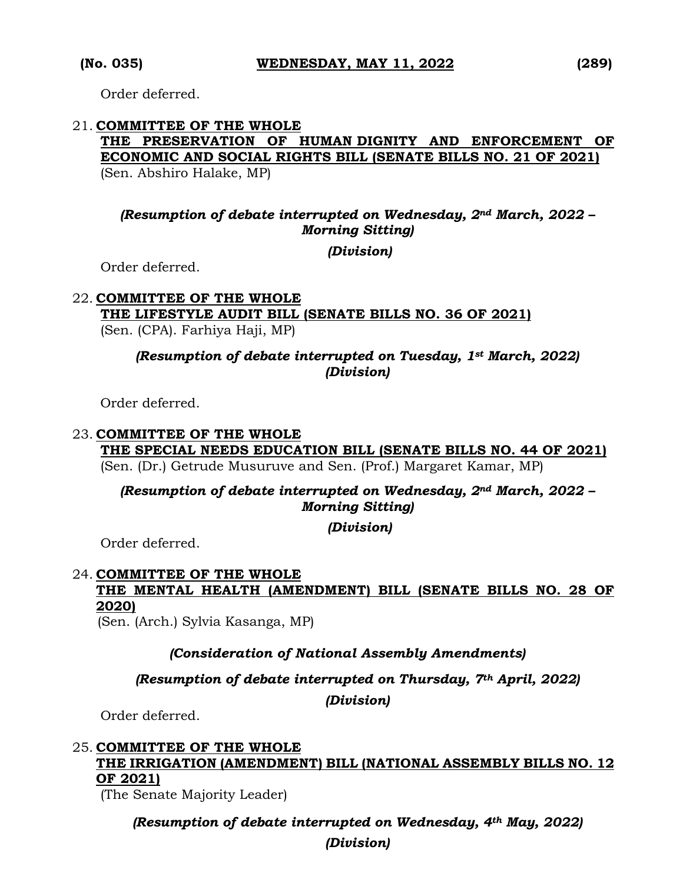Order deferred.

21. **COMMITTEE OF THE WHOLE**
**THE PRESERVATION OF HUMAN DIGNITY AND ENFORCEMENT OF ECONOMIC AND SOCIAL RIGHTS BILL (SENATE BILLS NO. 21 OF 2021)**
(Sen. Abshiro Halake, MP)

*(Resumption of debate interrupted on Wednesday, 2nd March, 2022 – Morning Sitting)*

*(Division)*

Order deferred.

22. **COMMITTEE OF THE WHOLE**
**THE LIFESTYLE AUDIT BILL (SENATE BILLS NO. 36 OF 2021)**
(Sen. (CPA). Farhiya Haji, MP)

*(Resumption of debate interrupted on Tuesday, 1st March, 2022)*
*(Division)*

Order deferred.

23. **COMMITTEE OF THE WHOLE**
**THE SPECIAL NEEDS EDUCATION BILL (SENATE BILLS NO. 44 OF 2021)**
(Sen. (Dr.) Getrude Musuruve and Sen. (Prof.) Margaret Kamar, MP)

*(Resumption of debate interrupted on Wednesday, 2nd March, 2022 – Morning Sitting)*

*(Division)*

Order deferred.

24. **COMMITTEE OF THE WHOLE**
**THE MENTAL HEALTH (AMENDMENT) BILL (SENATE BILLS NO. 28 OF 2020)**
(Sen. (Arch.) Sylvia Kasanga, MP)

*(Consideration of National Assembly Amendments)*

*(Resumption of debate interrupted on Thursday, 7th April, 2022)*

*(Division)*

Order deferred.

25. **COMMITTEE OF THE WHOLE**
**THE IRRIGATION (AMENDMENT) BILL (NATIONAL ASSEMBLY BILLS NO. 12 OF 2021)**
(The Senate Majority Leader)

*(Resumption of debate interrupted on Wednesday, 4th May, 2022)*

*(Division)*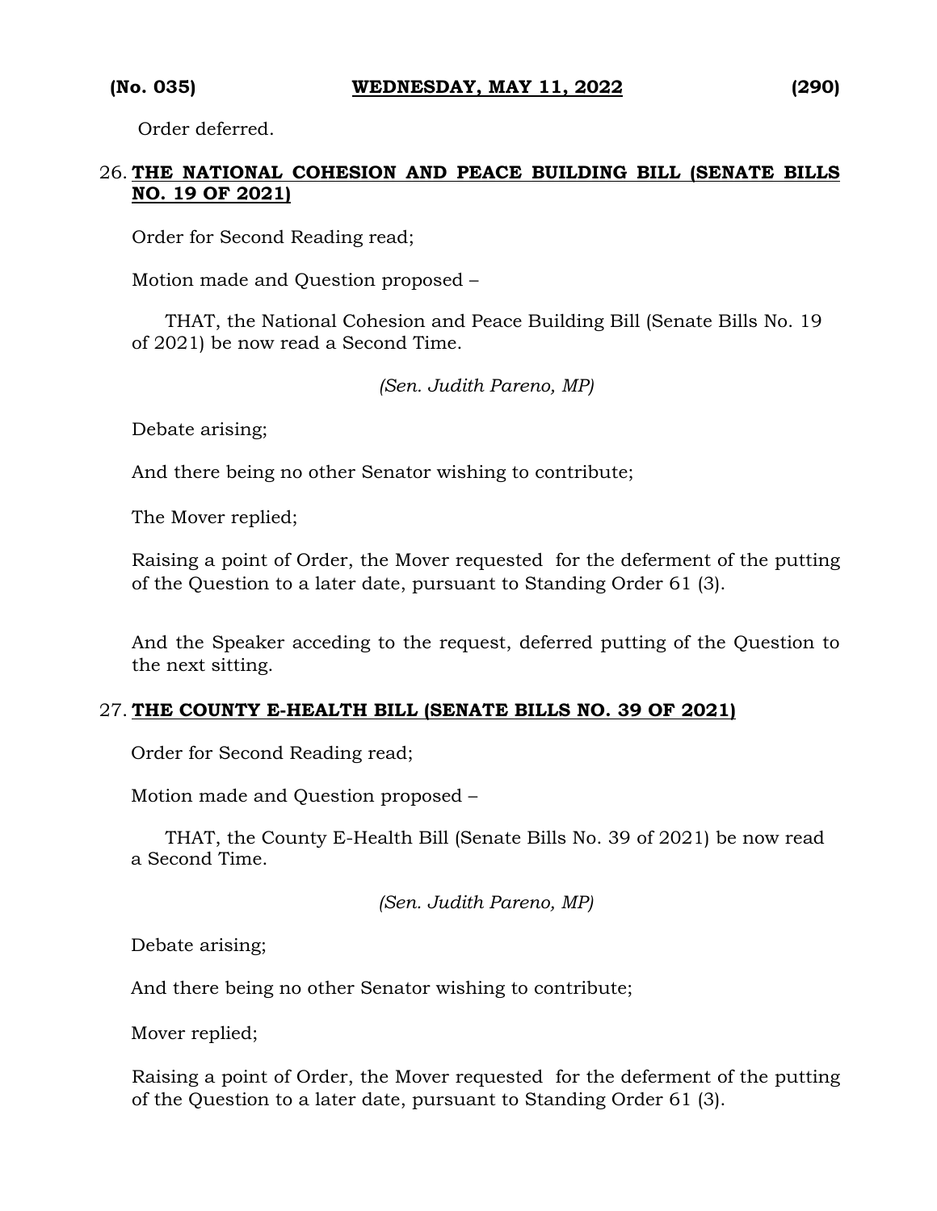Order deferred.

26. **THE NATIONAL COHESION AND PEACE BUILDING BILL (SENATE BILLS NO. 19 OF 2021)**

Order for Second Reading read;

Motion made and Question proposed –

THAT, the National Cohesion and Peace Building Bill (Senate Bills No. 19 of 2021) be now read a Second Time.

*(Sen. Judith Pareno, MP)*

Debate arising;

And there being no other Senator wishing to contribute;

The Mover replied;

Raising a point of Order, the Mover requested for the deferment of the putting of the Question to a later date, pursuant to Standing Order 61 (3).

And the Speaker acceding to the request, deferred putting of the Question to the next sitting.

27. **THE COUNTY E-HEALTH BILL (SENATE BILLS NO. 39 OF 2021)**

Order for Second Reading read;

Motion made and Question proposed –

THAT, the County E-Health Bill (Senate Bills No. 39 of 2021) be now read a Second Time.

*(Sen. Judith Pareno, MP)*

Debate arising;

And there being no other Senator wishing to contribute;

Mover replied;

Raising a point of Order, the Mover requested for the deferment of the putting of the Question to a later date, pursuant to Standing Order 61 (3).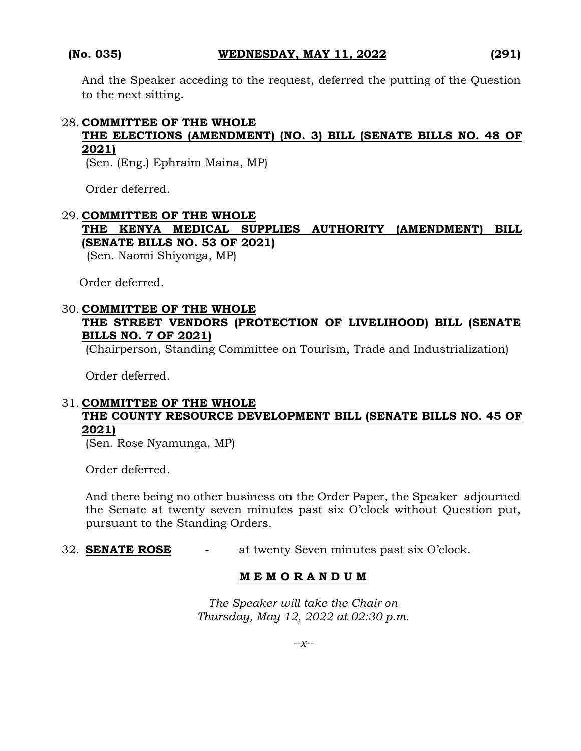And the Speaker acceding to the request, deferred the putting of the Question to the next sitting.

28. **COMMITTEE OF THE WHOLE**
**THE ELECTIONS (AMENDMENT) (NO. 3) BILL (SENATE BILLS NO. 48 OF 2021)**
(Sen. (Eng.) Ephraim Maina, MP)

Order deferred.

29. **COMMITTEE OF THE WHOLE**
**THE KENYA MEDICAL SUPPLIES AUTHORITY (AMENDMENT) BILL (SENATE BILLS NO. 53 OF 2021)**
(Sen. Naomi Shiyonga, MP)

Order deferred.

30. **COMMITTEE OF THE WHOLE**
**THE STREET VENDORS (PROTECTION OF LIVELIHOOD) BILL (SENATE BILLS NO. 7 OF 2021)**
(Chairperson, Standing Committee on Tourism, Trade and Industrialization)

Order deferred.

31. **COMMITTEE OF THE WHOLE**
**THE COUNTY RESOURCE DEVELOPMENT BILL (SENATE BILLS NO. 45 OF 2021)**
(Sen. Rose Nyamunga, MP)

Order deferred.

And there being no other business on the Order Paper, the Speaker adjourned the Senate at twenty seven minutes past six O'clock without Question put, pursuant to the Standing Orders.

32. **SENATE ROSE** - at twenty Seven minutes past six O'clock.

**M E M O R A N D U M**

*The Speaker will take the Chair on Thursday, May 12, 2022 at 02:30 p.m.*

--x--